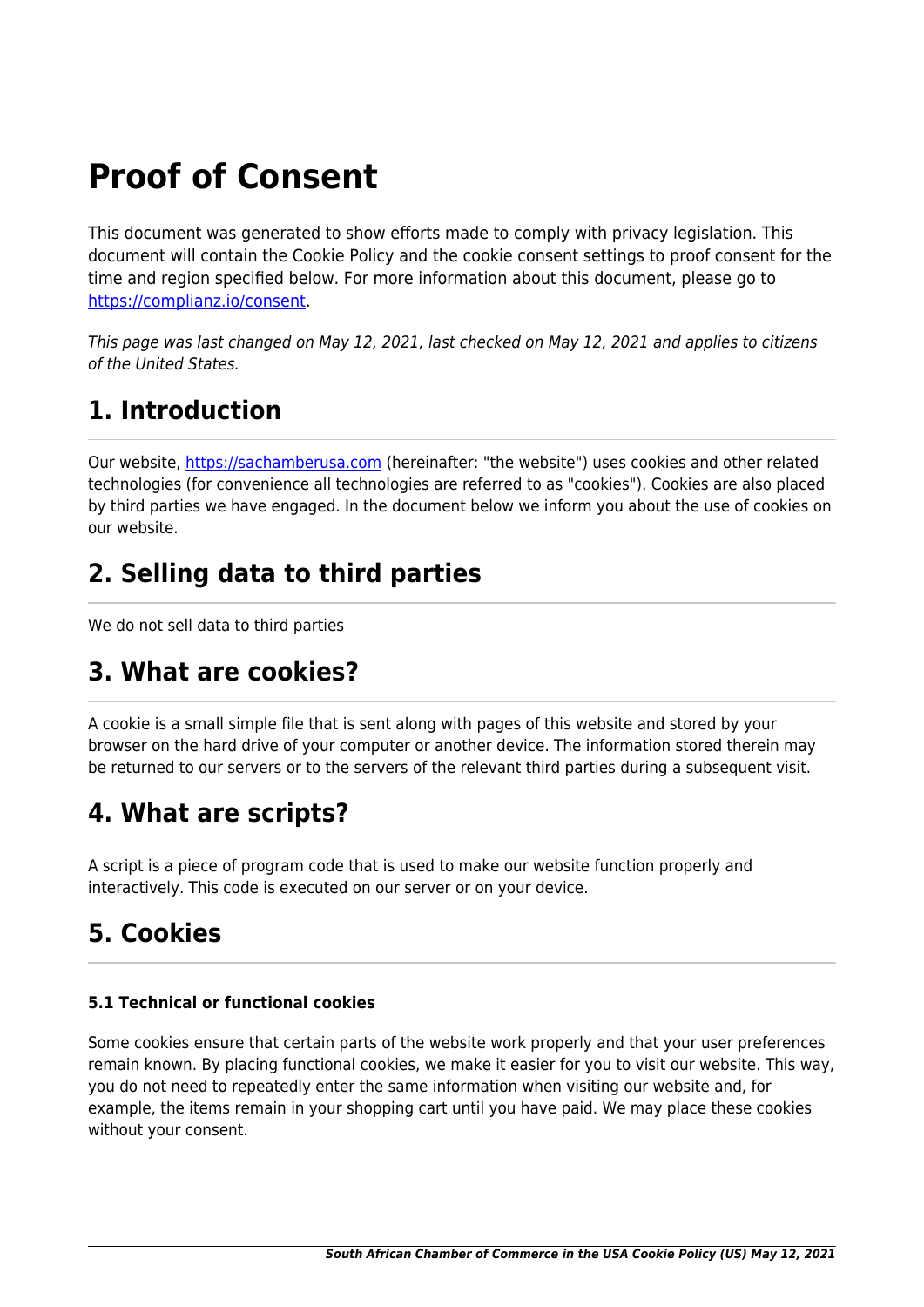# Proof of Consent

This document was generated to show efforts made to comply with privacy legislation. This document will contain the Cookie Policy and the cookie consent settings to proof consent for the time and region specified below. For more information about this document, please go to [https://complianz.io/consent](https://complianz.io/consent).

*This page was last changed on May 12, 2021, last checked on May 12, 2021 and applies to citizens of the United States.*

## 1. Introduction

Our website, [https://sachamberusa.com](https://sachamberusa.com) (hereinafter: "the website") uses cookies and other related technologies (for convenience all technologies are referred to as "cookies"). Cookies are also placed by third parties we have engaged. In the document below we inform you about the use of cookies on our website.

## 2. Selling data to third parties

We do not sell data to third parties

## 3. What are cookies?

A cookie is a small simple file that is sent along with pages of this website and stored by your browser on the hard drive of your computer or another device. The information stored therein may be returned to our servers or to the servers of the relevant third parties during a subsequent visit.

## 4. What are scripts?

A script is a piece of program code that is used to make our website function properly and interactively. This code is executed on our server or on your device.

## 5. Cookies

#### 5.1 Technical or functional cookies

Some cookies ensure that certain parts of the website work properly and that your user preferences remain known. By placing functional cookies, we make it easier for you to visit our website. This way, you do not need to repeatedly enter the same information when visiting our website and, for example, the items remain in your shopping cart until you have paid. We may place these cookies without your consent.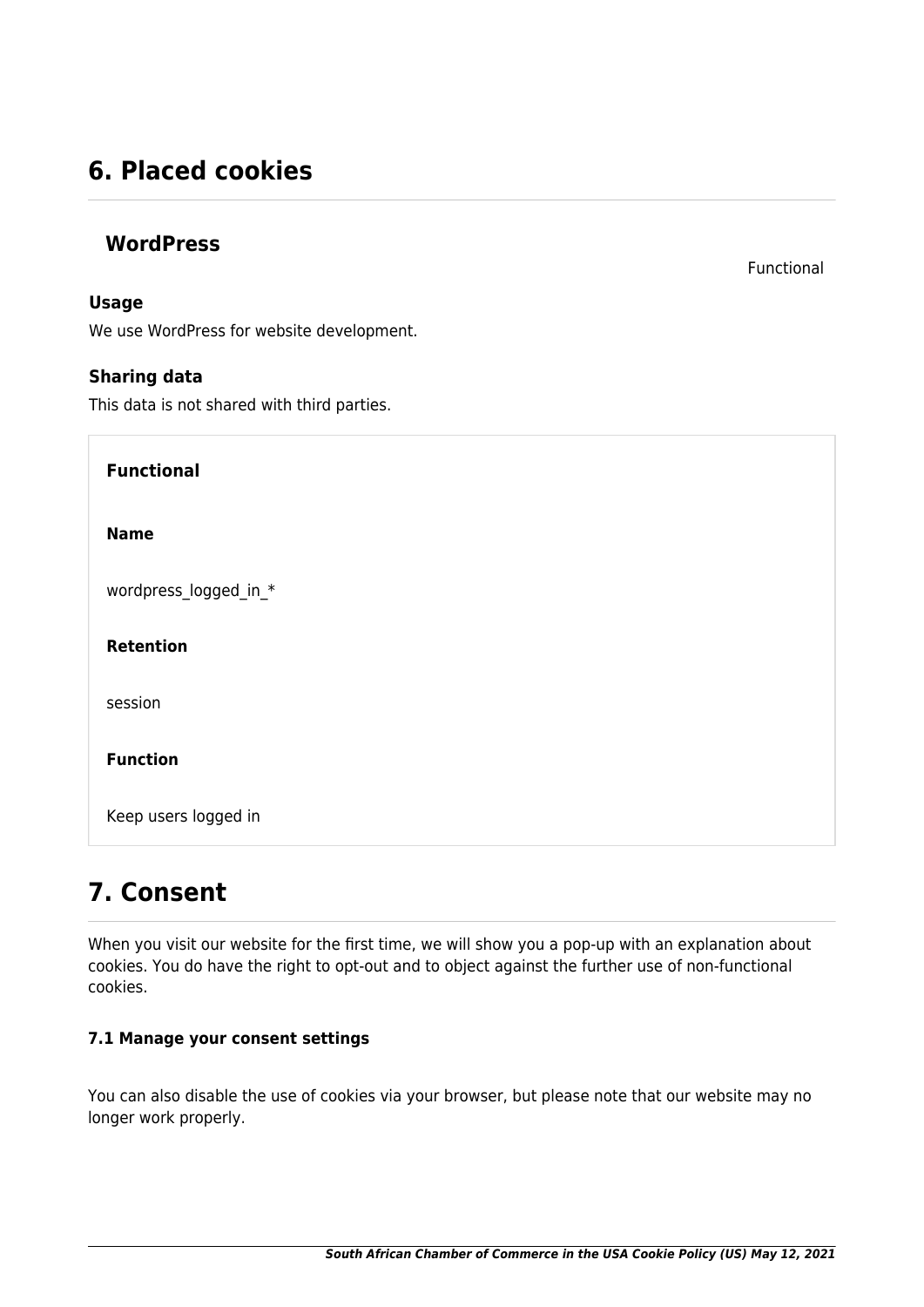# 6. Placed cookies

## WordPress

Functional

### Usage

We use WordPress for website development.

### Sharing data

This data is not shared with third parties.

**Functional**

**Name**

wordpress_logged_in_*

**Retention**

session

**Function**

Keep users logged in

# 7. Consent

When you visit our website for the first time, we will show you a pop-up with an explanation about cookies. You do have the right to opt-out and to object against the further use of non-functional cookies.

#### 7.1 Manage your consent settings

You can also disable the use of cookies via your browser, but please note that our website may no longer work properly.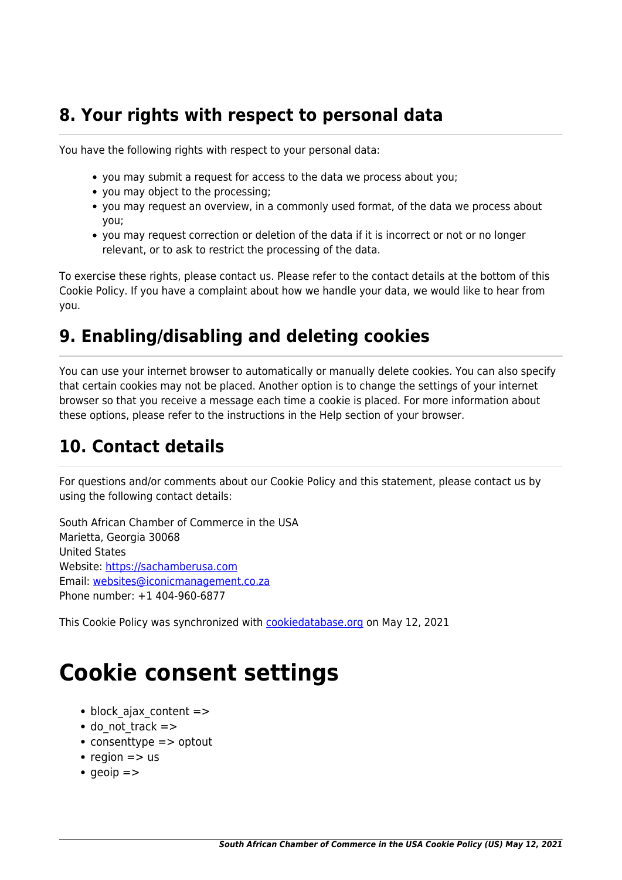## 8. Your rights with respect to personal data

You have the following rights with respect to your personal data:

- you may submit a request for access to the data we process about you;
- you may object to the processing;
- you may request an overview, in a commonly used format, of the data we process about you;
- you may request correction or deletion of the data if it is incorrect or not or no longer relevant, or to ask to restrict the processing of the data.

To exercise these rights, please contact us. Please refer to the contact details at the bottom of this Cookie Policy. If you have a complaint about how we handle your data, we would like to hear from you.

## 9. Enabling/disabling and deleting cookies

You can use your internet browser to automatically or manually delete cookies. You can also specify that certain cookies may not be placed. Another option is to change the settings of your internet browser so that you receive a message each time a cookie is placed. For more information about these options, please refer to the instructions in the Help section of your browser.

## 10. Contact details

For questions and/or comments about our Cookie Policy and this statement, please contact us by using the following contact details:

South African Chamber of Commerce in the USA
Marietta, Georgia 30068
United States
Website: [https://sachamberusa.com](https://sachamberusa.com)
Email: [websites@iconicmanagement.co.za](mailto:websites@iconicmanagement.co.za)
Phone number: +1 404-960-6877

This Cookie Policy was synchronized with [cookiedatabase.org](https://cookiedatabase.org) on May 12, 2021

# Cookie consent settings

- block_ajax_content =>
- do_not_track =>
- consenttype => optout
- region => us
- geoip =>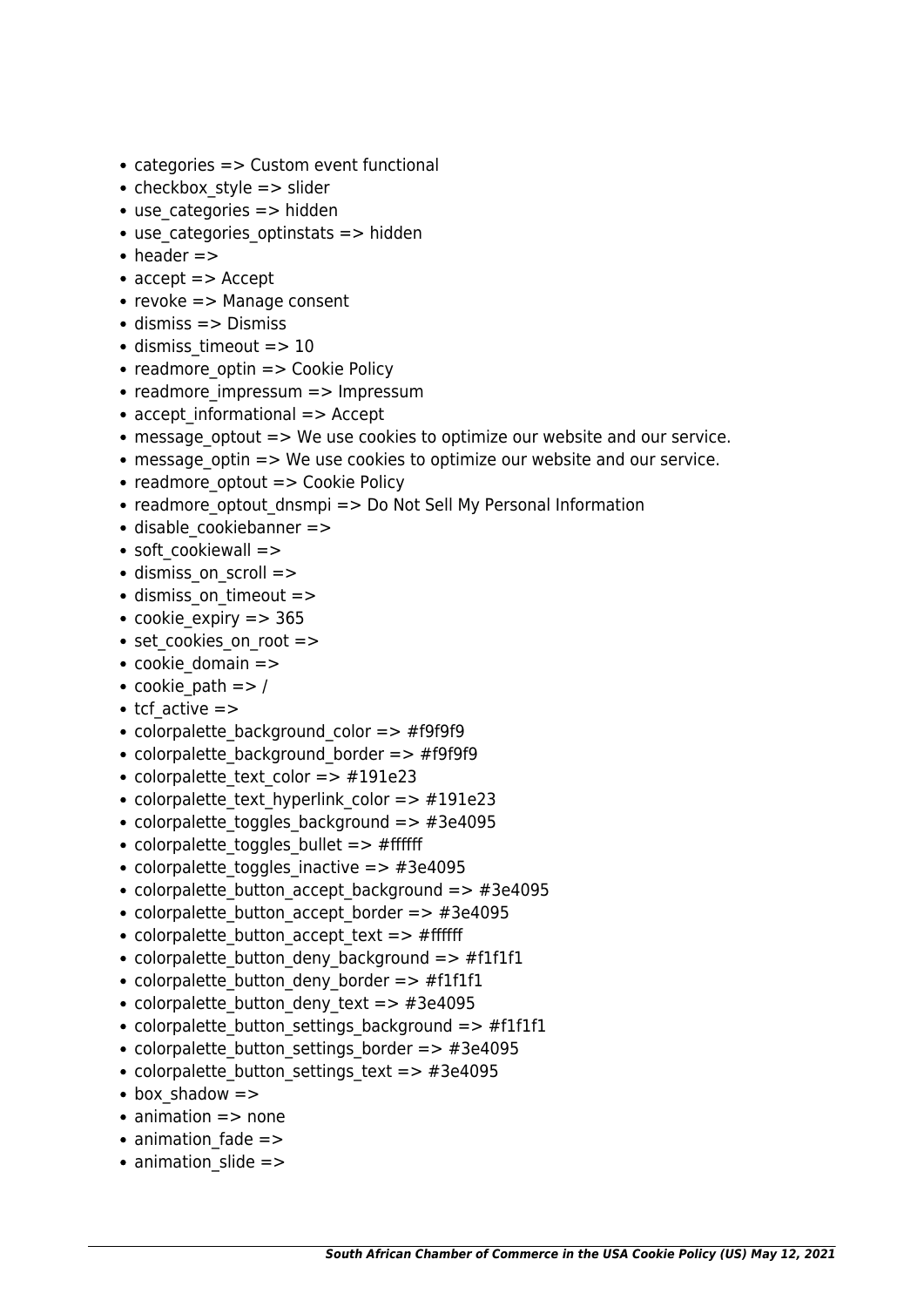- categories => Custom event functional
- checkbox_style => slider
- use_categories => hidden
- use_categories_optinstats => hidden
- header =>
- accept => Accept
- revoke => Manage consent
- dismiss => Dismiss
- dismiss_timeout => 10
- readmore_optin => Cookie Policy
- readmore_impressum => Impressum
- accept_informational => Accept
- message_optout => We use cookies to optimize our website and our service.
- message_optin => We use cookies to optimize our website and our service.
- readmore_optout => Cookie Policy
- readmore_optout_dnsmpi => Do Not Sell My Personal Information
- disable_cookiebanner =>
- soft_cookiewall =>
- dismiss_on_scroll =>
- dismiss_on_timeout =>
- cookie_expiry => 365
- set_cookies_on_root =>
- cookie_domain =>
- cookie_path => /
- tcf_active =>
- colorpalette_background_color => #f9f9f9
- colorpalette_background_border => #f9f9f9
- colorpalette_text_color => #191e23
- colorpalette_text_hyperlink_color => #191e23
- colorpalette_toggles_background => #3e4095
- colorpalette_toggles_bullet => #ffffff
- colorpalette_toggles_inactive => #3e4095
- colorpalette_button_accept_background => #3e4095
- colorpalette_button_accept_border => #3e4095
- colorpalette_button_accept_text => #ffffff
- colorpalette_button_deny_background => #f1f1f1
- colorpalette_button_deny_border => #f1f1f1
- colorpalette_button_deny_text => #3e4095
- colorpalette_button_settings_background => #f1f1f1
- colorpalette_button_settings_border => #3e4095
- colorpalette_button_settings_text => #3e4095
- box_shadow =>
- animation => none
- animation_fade =>
- animation_slide =>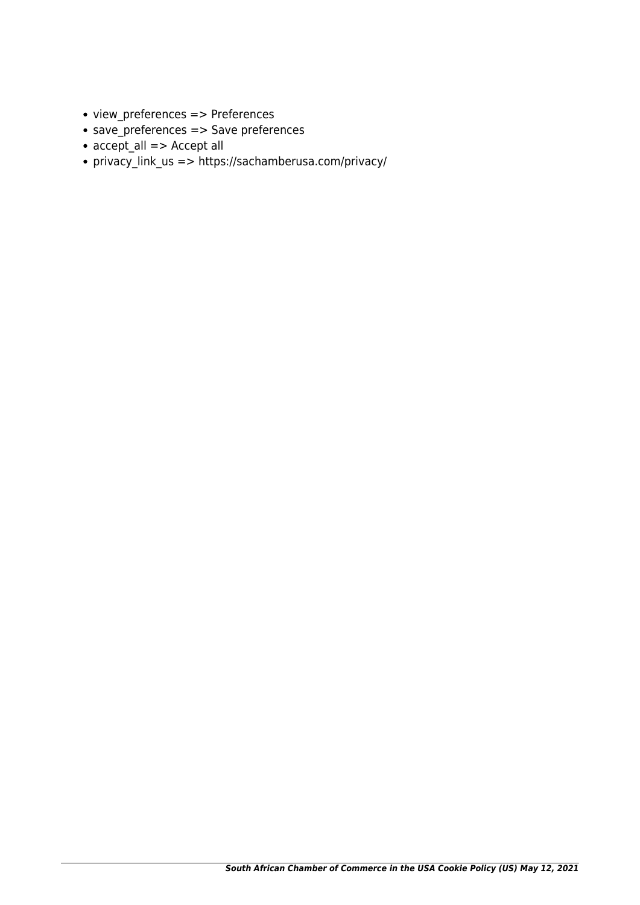- view_preferences => Preferences
- save_preferences => Save preferences
- accept_all => Accept all
- privacy_link_us => https://sachamberusa.com/privacy/